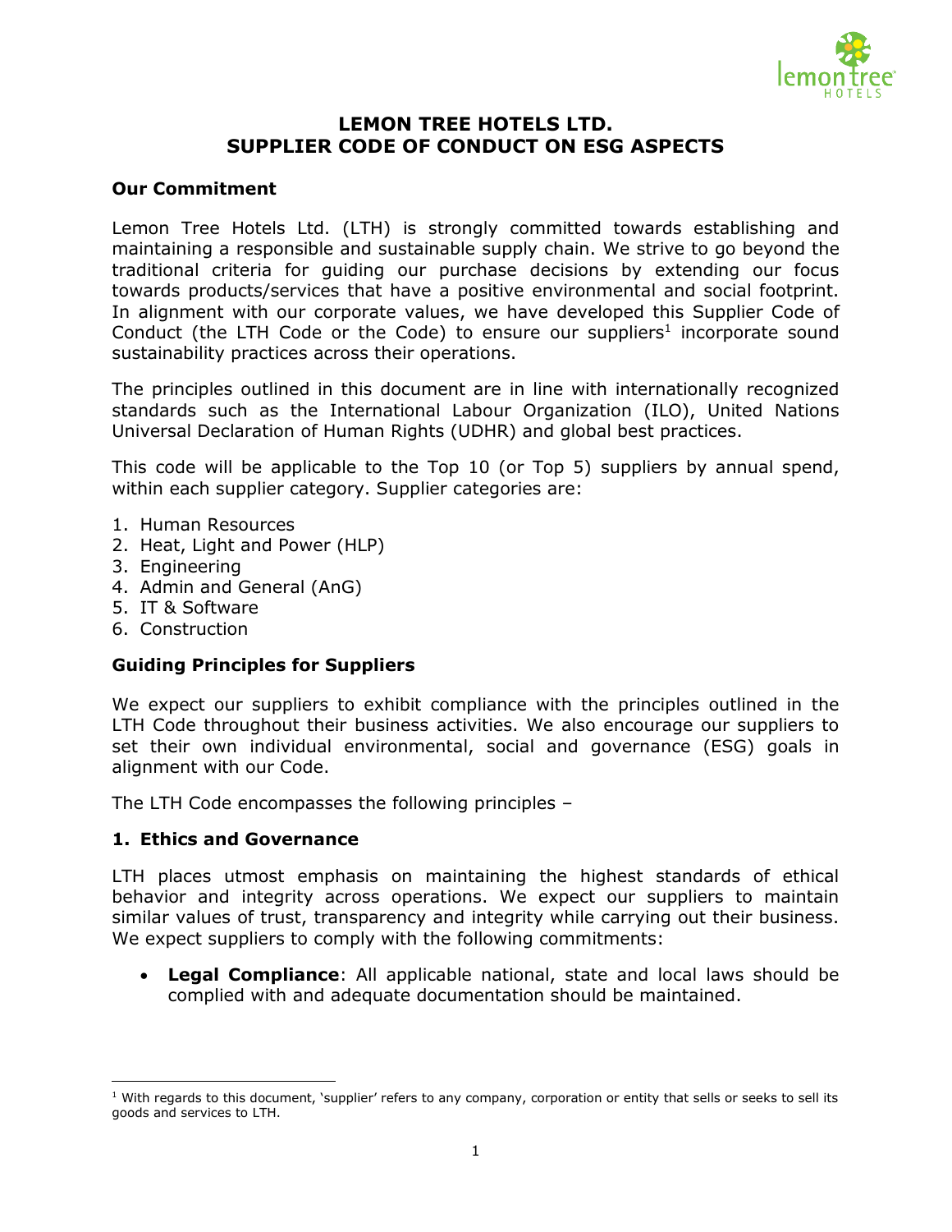# LEMON TREE HOTELS LTD.
# SUPPLIER CODE OF CONDUCT ON ESG ASPECTS

## Our Commitment

Lemon Tree Hotels Ltd. (LTH) is strongly committed towards establishing and maintaining a responsible and sustainable supply chain. We strive to go beyond the traditional criteria for guiding our purchase decisions by extending our focus towards products/services that have a positive environmental and social footprint. In alignment with our corporate values, we have developed this Supplier Code of Conduct (the LTH Code or the Code) to ensure our suppliers[1] incorporate sound sustainability practices across their operations.

The principles outlined in this document are in line with internationally recognized standards such as the International Labour Organization (ILO), United Nations Universal Declaration of Human Rights (UDHR) and global best practices.

This code will be applicable to the Top 10 (or Top 5) suppliers by annual spend, within each supplier category. Supplier categories are:

1. Human Resources
2. Heat, Light and Power (HLP)
3. Engineering
4. Admin and General (AnG)
5. IT & Software
6. Construction

## Guiding Principles for Suppliers

We expect our suppliers to exhibit compliance with the principles outlined in the LTH Code throughout their business activities. We also encourage our suppliers to set their own individual environmental, social and governance (ESG) goals in alignment with our Code.

The LTH Code encompasses the following principles –

### 1. Ethics and Governance

LTH places utmost emphasis on maintaining the highest standards of ethical behavior and integrity across operations. We expect our suppliers to maintain similar values of trust, transparency and integrity while carrying out their business. We expect suppliers to comply with the following commitments:

- **Legal Compliance**: All applicable national, state and local laws should be complied with and adequate documentation should be maintained.

---

[1] With regards to this document, 'supplier' refers to any company, corporation or entity that sells or seeks to sell its goods and services to LTH.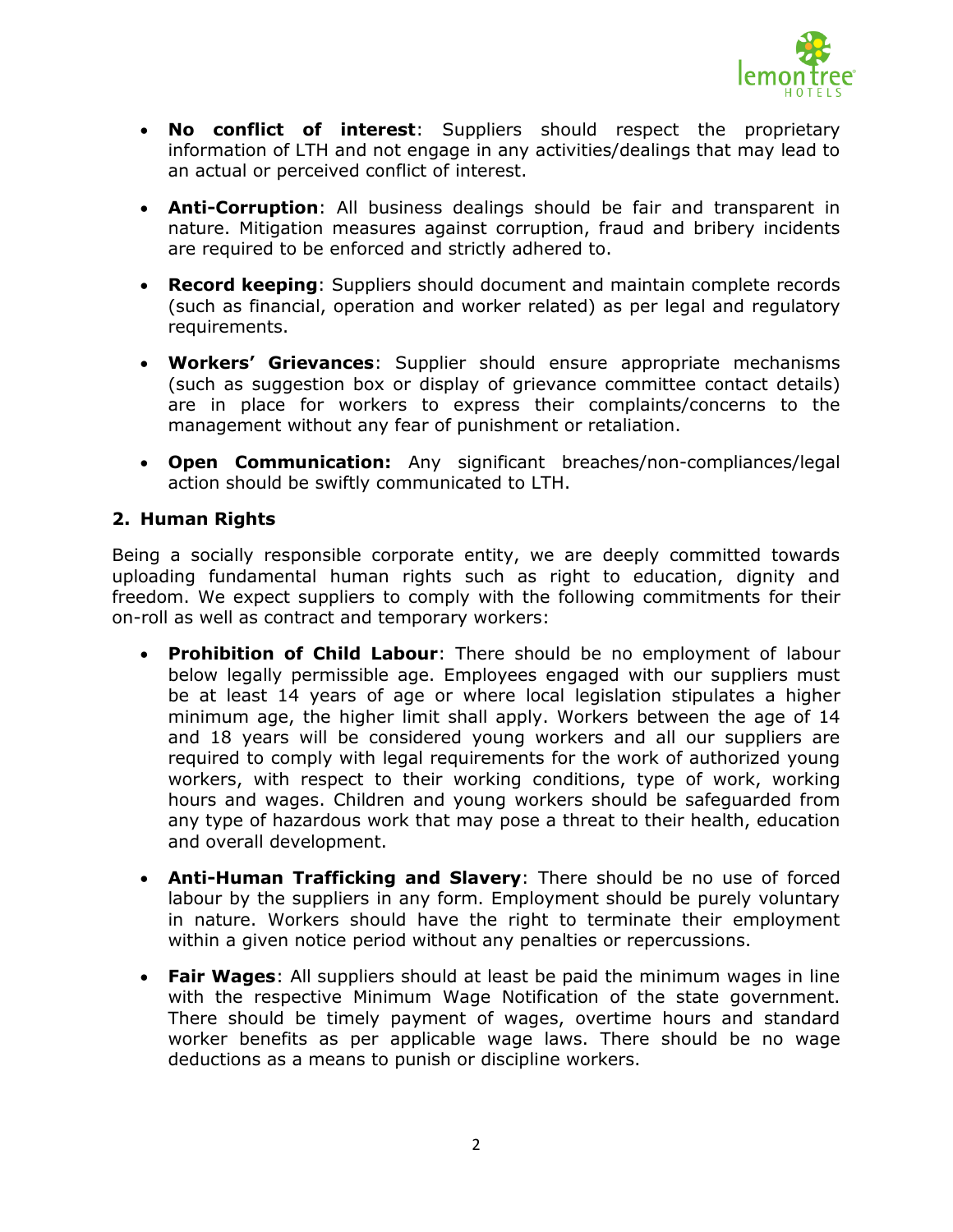- **No conflict of interest**: Suppliers should respect the proprietary information of LTH and not engage in any activities/dealings that may lead to an actual or perceived conflict of interest.

- **Anti-Corruption**: All business dealings should be fair and transparent in nature. Mitigation measures against corruption, fraud and bribery incidents are required to be enforced and strictly adhered to.

- **Record keeping**: Suppliers should document and maintain complete records (such as financial, operation and worker related) as per legal and regulatory requirements.

- **Workers' Grievances**: Supplier should ensure appropriate mechanisms (such as suggestion box or display of grievance committee contact details) are in place for workers to express their complaints/concerns to the management without any fear of punishment or retaliation.

- **Open Communication:** Any significant breaches/non-compliances/legal action should be swiftly communicated to LTH.

## 2. Human Rights

Being a socially responsible corporate entity, we are deeply committed towards uploading fundamental human rights such as right to education, dignity and freedom. We expect suppliers to comply with the following commitments for their on-roll as well as contract and temporary workers:

- **Prohibition of Child Labour**: There should be no employment of labour below legally permissible age. Employees engaged with our suppliers must be at least 14 years of age or where local legislation stipulates a higher minimum age, the higher limit shall apply. Workers between the age of 14 and 18 years will be considered young workers and all our suppliers are required to comply with legal requirements for the work of authorized young workers, with respect to their working conditions, type of work, working hours and wages. Children and young workers should be safeguarded from any type of hazardous work that may pose a threat to their health, education and overall development.

- **Anti-Human Trafficking and Slavery**: There should be no use of forced labour by the suppliers in any form. Employment should be purely voluntary in nature. Workers should have the right to terminate their employment within a given notice period without any penalties or repercussions.

- **Fair Wages**: All suppliers should at least be paid the minimum wages in line with the respective Minimum Wage Notification of the state government. There should be timely payment of wages, overtime hours and standard worker benefits as per applicable wage laws. There should be no wage deductions as a means to punish or discipline workers.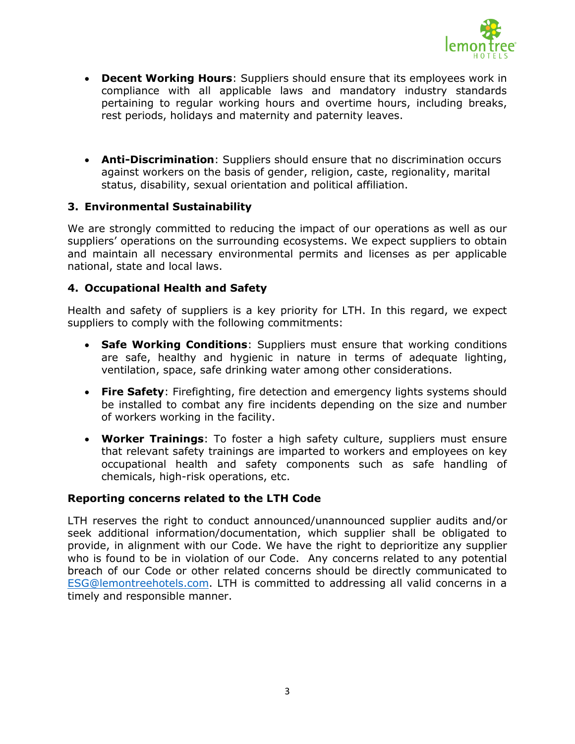- **Decent Working Hours**: Suppliers should ensure that its employees work in compliance with all applicable laws and mandatory industry standards pertaining to regular working hours and overtime hours, including breaks, rest periods, holidays and maternity and paternity leaves.

- **Anti-Discrimination**: Suppliers should ensure that no discrimination occurs against workers on the basis of gender, religion, caste, regionality, marital status, disability, sexual orientation and political affiliation.

### 3. Environmental Sustainability

We are strongly committed to reducing the impact of our operations as well as our suppliers' operations on the surrounding ecosystems. We expect suppliers to obtain and maintain all necessary environmental permits and licenses as per applicable national, state and local laws.

### 4. Occupational Health and Safety

Health and safety of suppliers is a key priority for LTH. In this regard, we expect suppliers to comply with the following commitments:

- **Safe Working Conditions**: Suppliers must ensure that working conditions are safe, healthy and hygienic in nature in terms of adequate lighting, ventilation, space, safe drinking water among other considerations.
- **Fire Safety**: Firefighting, fire detection and emergency lights systems should be installed to combat any fire incidents depending on the size and number of workers working in the facility.
- **Worker Trainings**: To foster a high safety culture, suppliers must ensure that relevant safety trainings are imparted to workers and employees on key occupational health and safety components such as safe handling of chemicals, high-risk operations, etc.

### Reporting concerns related to the LTH Code

LTH reserves the right to conduct announced/unannounced supplier audits and/or seek additional information/documentation, which supplier shall be obligated to provide, in alignment with our Code. We have the right to deprioritize any supplier who is found to be in violation of our Code. Any concerns related to any potential breach of our Code or other related concerns should be directly communicated to ESG@lemontreehotels.com. LTH is committed to addressing all valid concerns in a timely and responsible manner.